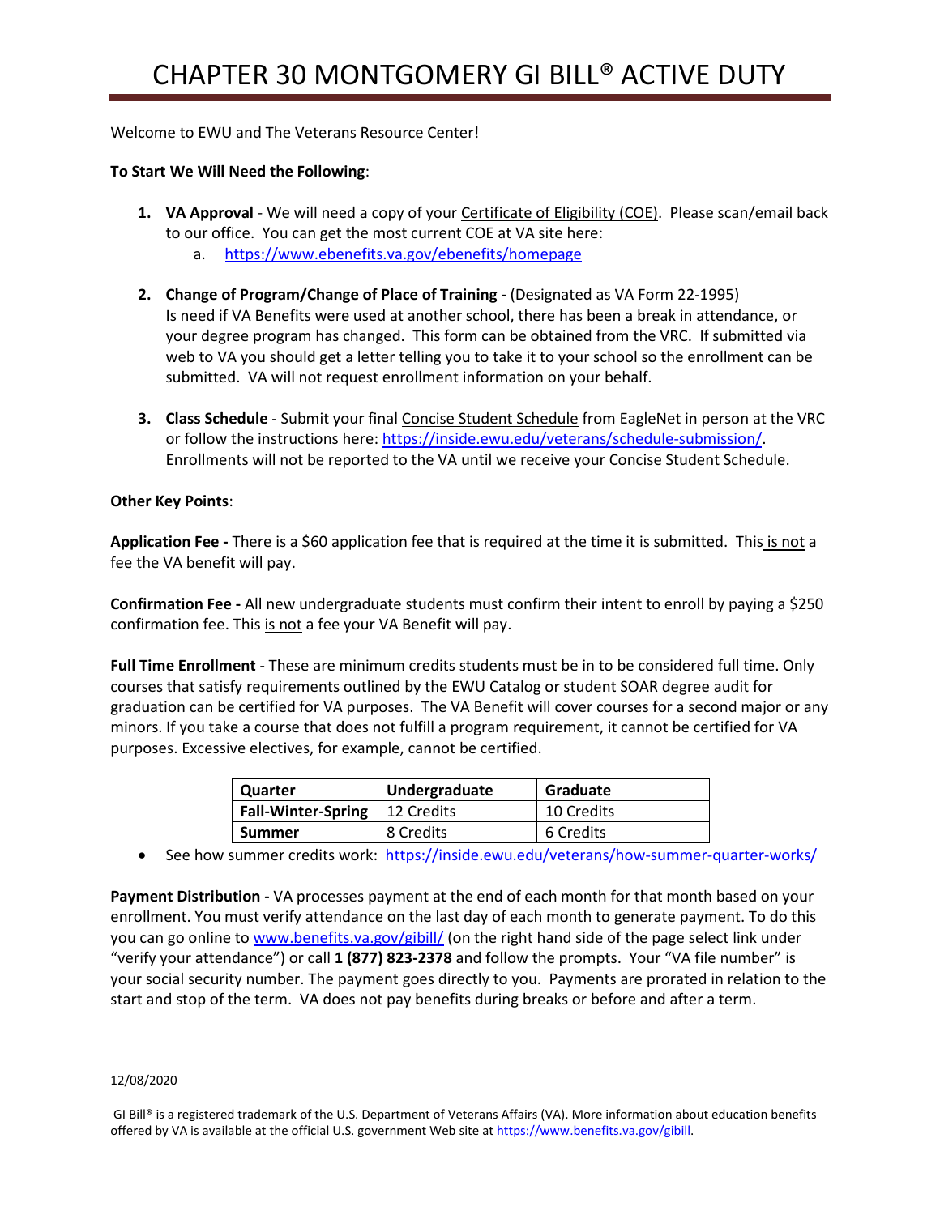# CHAPTER 30 MONTGOMERY GI BILL® ACTIVE DUTY

Welcome to EWU and The Veterans Resource Center!

**To Start We Will Need the Following**:

1. **VA Approval** - We will need a copy of your Certificate of Eligibility (COE). Please scan/email back to our office. You can get the most current COE at VA site here:
   a. https://www.ebenefits.va.gov/ebenefits/homepage

2. **Change of Program/Change of Place of Training -** (Designated as VA Form 22-1995) Is need if VA Benefits were used at another school, there has been a break in attendance, or your degree program has changed. This form can be obtained from the VRC. If submitted via web to VA you should get a letter telling you to take it to your school so the enrollment can be submitted. VA will not request enrollment information on your behalf.

3. **Class Schedule** - Submit your final Concise Student Schedule from EagleNet in person at the VRC or follow the instructions here: https://inside.ewu.edu/veterans/schedule-submission/. Enrollments will not be reported to the VA until we receive your Concise Student Schedule.

**Other Key Points**:

**Application Fee -** There is a $60 application fee that is required at the time it is submitted. This is not a fee the VA benefit will pay.

**Confirmation Fee -** All new undergraduate students must confirm their intent to enroll by paying a $250 confirmation fee. This is not a fee your VA Benefit will pay.

**Full Time Enrollment** - These are minimum credits students must be in to be considered full time. Only courses that satisfy requirements outlined by the EWU Catalog or student SOAR degree audit for graduation can be certified for VA purposes. The VA Benefit will cover courses for a second major or any minors. If you take a course that does not fulfill a program requirement, it cannot be certified for VA purposes. Excessive electives, for example, cannot be certified.

| Quarter | Undergraduate | Graduate |
|---|---|---|
| **Fall-Winter-Spring** | 12 Credits | 10 Credits |
| **Summer** | 8 Credits | 6 Credits |

- See how summer credits work: https://inside.ewu.edu/veterans/how-summer-quarter-works/

**Payment Distribution -** VA processes payment at the end of each month for that month based on your enrollment. You must verify attendance on the last day of each month to generate payment. To do this you can go online to www.benefits.va.gov/gibill/ (on the right hand side of the page select link under "verify your attendance") or call **1 (877) 823-2378** and follow the prompts. Your "VA file number" is your social security number. The payment goes directly to you. Payments are prorated in relation to the start and stop of the term. VA does not pay benefits during breaks or before and after a term.

12/08/2020

GI Bill® is a registered trademark of the U.S. Department of Veterans Affairs (VA). More information about education benefits offered by VA is available at the official U.S. government Web site at https://www.benefits.va.gov/gibill.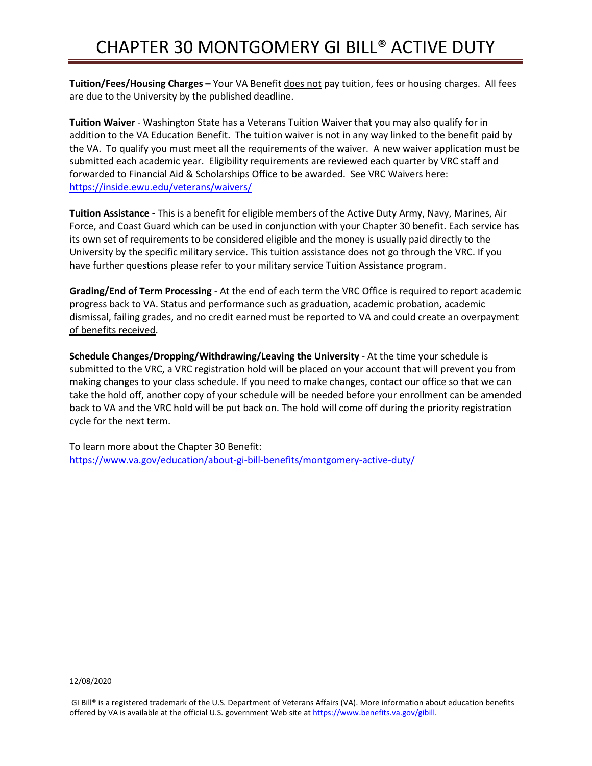# CHAPTER 30 MONTGOMERY GI BILL® ACTIVE DUTY

**Tuition/Fees/Housing Charges –** Your VA Benefit does not pay tuition, fees or housing charges. All fees are due to the University by the published deadline.

**Tuition Waiver** - Washington State has a Veterans Tuition Waiver that you may also qualify for in addition to the VA Education Benefit. The tuition waiver is not in any way linked to the benefit paid by the VA. To qualify you must meet all the requirements of the waiver. A new waiver application must be submitted each academic year. Eligibility requirements are reviewed each quarter by VRC staff and forwarded to Financial Aid & Scholarships Office to be awarded. See VRC Waivers here: https://inside.ewu.edu/veterans/waivers/

**Tuition Assistance -** This is a benefit for eligible members of the Active Duty Army, Navy, Marines, Air Force, and Coast Guard which can be used in conjunction with your Chapter 30 benefit. Each service has its own set of requirements to be considered eligible and the money is usually paid directly to the University by the specific military service. This tuition assistance does not go through the VRC. If you have further questions please refer to your military service Tuition Assistance program.

**Grading/End of Term Processing** - At the end of each term the VRC Office is required to report academic progress back to VA. Status and performance such as graduation, academic probation, academic dismissal, failing grades, and no credit earned must be reported to VA and could create an overpayment of benefits received.

**Schedule Changes/Dropping/Withdrawing/Leaving the University** - At the time your schedule is submitted to the VRC, a VRC registration hold will be placed on your account that will prevent you from making changes to your class schedule. If you need to make changes, contact our office so that we can take the hold off, another copy of your schedule will be needed before your enrollment can be amended back to VA and the VRC hold will be put back on. The hold will come off during the priority registration cycle for the next term.

To learn more about the Chapter 30 Benefit:
https://www.va.gov/education/about-gi-bill-benefits/montgomery-active-duty/

12/08/2020

GI Bill® is a registered trademark of the U.S. Department of Veterans Affairs (VA). More information about education benefits offered by VA is available at the official U.S. government Web site at https://www.benefits.va.gov/gibill.